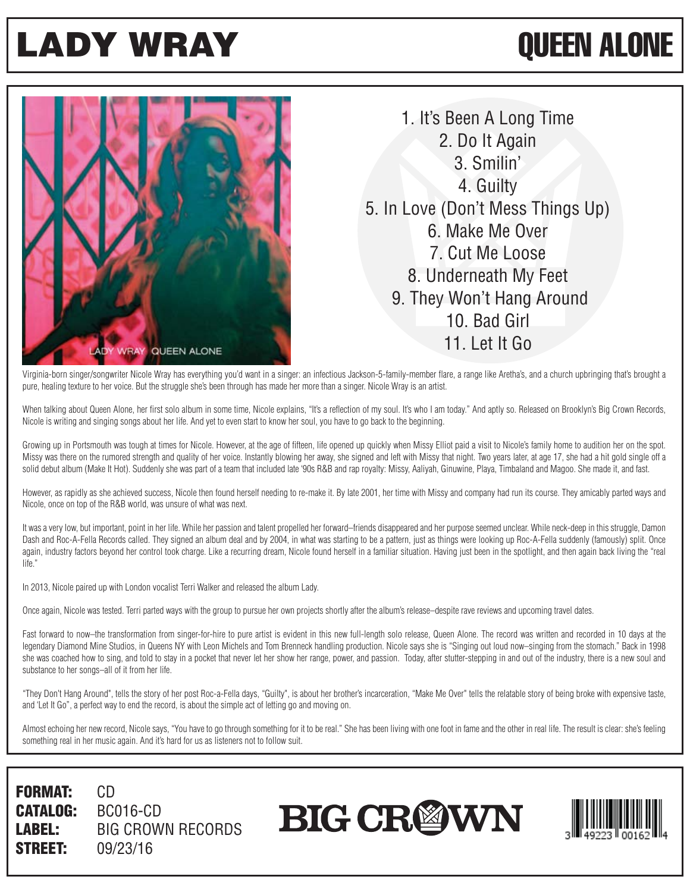# LADY WRAY

# QUEEN ALONE

1. It's Been A Long Time
2. Do It Again
3. Smilin'
4. Guilty
5. In Love (Don't Mess Things Up)
6. Make Me Over
7. Cut Me Loose
8. Underneath My Feet
9. They Won't Hang Around
10. Bad Girl
11. Let It Go

Virginia-born singer/songwriter Nicole Wray has everything you'd want in a singer: an infectious Jackson-5-family-member flare, a range like Aretha's, and a church upbringing that's brought a pure, healing texture to her voice. But the struggle she's been through has made her more than a singer. Nicole Wray is an artist.

When talking about Queen Alone, her first solo album in some time, Nicole explains, "It's a reflection of my soul. It's who I am today." And aptly so. Released on Brooklyn's Big Crown Records, Nicole is writing and singing songs about her life. And yet to even start to know her soul, you have to go back to the beginning.

Growing up in Portsmouth was tough at times for Nicole. However, at the age of fifteen, life opened up quickly when Missy Elliot paid a visit to Nicole's family home to audition her on the spot. Missy was there on the rumored strength and quality of her voice. Instantly blowing her away, she signed and left with Missy that night. Two years later, at age 17, she had a hit gold single off a solid debut album (Make It Hot). Suddenly she was part of a team that included late '90s R&B and rap royalty: Missy, Aaliyah, Ginuwine, Playa, Timbaland and Magoo. She made it, and fast.

However, as rapidly as she achieved success, Nicole then found herself needing to re-make it. By late 2001, her time with Missy and company had run its course. They amicably parted ways and Nicole, once on top of the R&B world, was unsure of what was next.

It was a very low, but important, point in her life. While her passion and talent propelled her forward–friends disappeared and her purpose seemed unclear. While neck-deep in this struggle, Damon Dash and Roc-A-Fella Records called. They signed an album deal and by 2004, in what was starting to be a pattern, just as things were looking up Roc-A-Fella suddenly (famously) split. Once again, industry factors beyond her control took charge. Like a recurring dream, Nicole found herself in a familiar situation. Having just been in the spotlight, and then again back living the "real life."

In 2013, Nicole paired up with London vocalist Terri Walker and released the album Lady.

Once again, Nicole was tested. Terri parted ways with the group to pursue her own projects shortly after the album's release–despite rave reviews and upcoming travel dates.

Fast forward to now–the transformation from singer-for-hire to pure artist is evident in this new full-length solo release, Queen Alone. The record was written and recorded in 10 days at the legendary Diamond Mine Studios, in Queens NY with Leon Michels and Tom Brenneck handling production. Nicole says she is "Singing out loud now–singing from the stomach." Back in 1998 she was coached how to sing, and told to stay in a pocket that never let her show her range, power, and passion. Today, after stutter-stepping in and out of the industry, there is a new soul and substance to her songs–all of it from her life.

"They Don't Hang Around", tells the story of her post Roc-a-Fella days, "Guilty", is about her brother's incarceration, "Make Me Over" tells the relatable story of being broke with expensive taste, and 'Let It Go", a perfect way to end the record, is about the simple act of letting go and moving on.

Almost echoing her new record, Nicole says, "You have to go through something for it to be real." She has been living with one foot in fame and the other in real life. The result is clear: she's feeling something real in her music again. And it's hard for us as listeners not to follow suit.

**FORMAT:** CD
**CATALOG:** BC016-CD
**LABEL:** BIG CROWN RECORDS
**STREET:** 09/23/16

BIG CROWN

3 49223 00162 4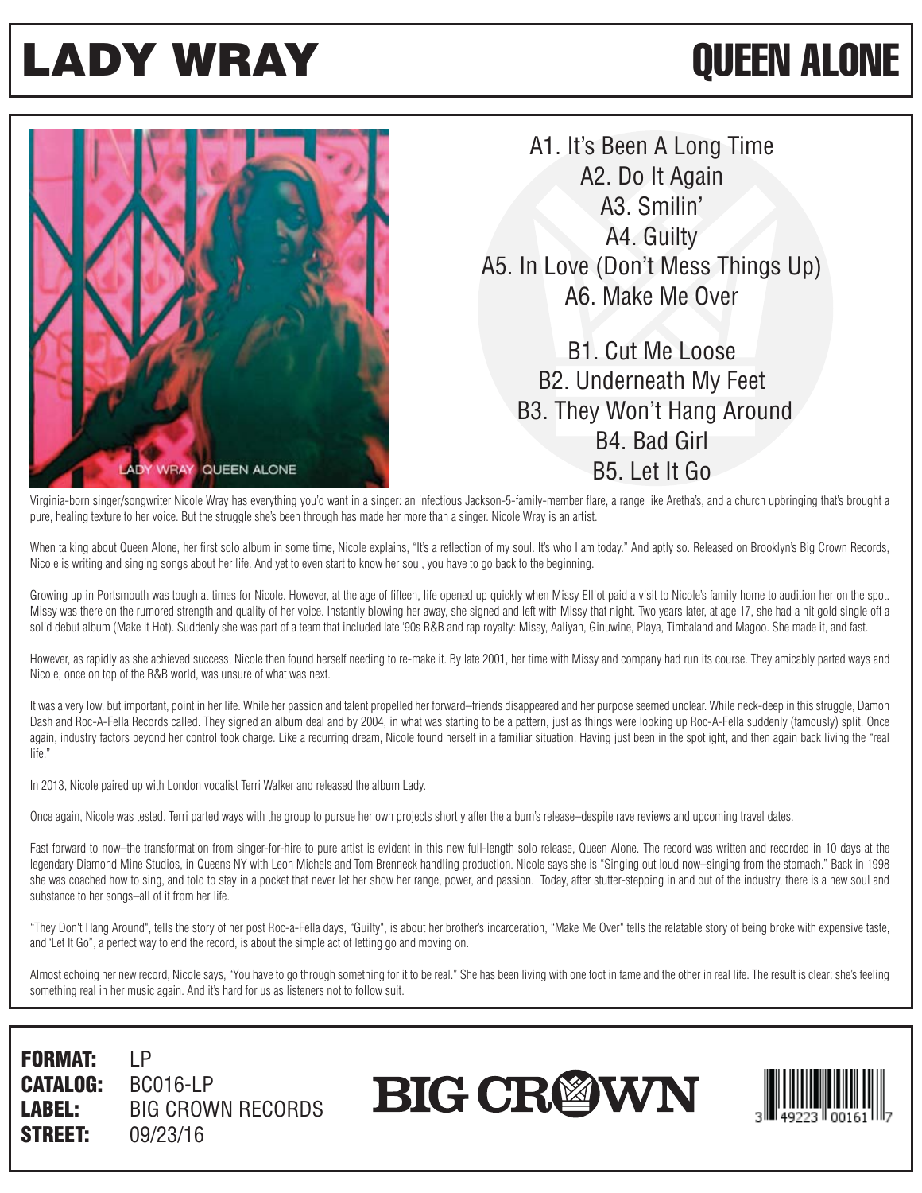# LADY WRAY

# QUEEN ALONE

A1. It's Been A Long Time
A2. Do It Again
A3. Smilin'
A4. Guilty
A5. In Love (Don't Mess Things Up)
A6. Make Me Over

B1. Cut Me Loose
B2. Underneath My Feet
B3. They Won't Hang Around
B4. Bad Girl
B5. Let It Go

Virginia-born singer/songwriter Nicole Wray has everything you'd want in a singer: an infectious Jackson-5-family-member flare, a range like Aretha's, and a church upbringing that's brought a pure, healing texture to her voice. But the struggle she's been through has made her more than a singer. Nicole Wray is an artist.

When talking about Queen Alone, her first solo album in some time, Nicole explains, "It's a reflection of my soul. It's who I am today." And aptly so. Released on Brooklyn's Big Crown Records, Nicole is writing and singing songs about her life. And yet to even start to know her soul, you have to go back to the beginning.

Growing up in Portsmouth was tough at times for Nicole. However, at the age of fifteen, life opened up quickly when Missy Elliot paid a visit to Nicole's family home to audition her on the spot. Missy was there on the rumored strength and quality of her voice. Instantly blowing her away, she signed and left with Missy that night. Two years later, at age 17, she had a hit gold single off a solid debut album (Make It Hot). Suddenly she was part of a team that included late '90s R&B and rap royalty: Missy, Aaliyah, Ginuwine, Playa, Timbaland and Magoo. She made it, and fast.

However, as rapidly as she achieved success, Nicole then found herself needing to re-make it. By late 2001, her time with Missy and company had run its course. They amicably parted ways and Nicole, once on top of the R&B world, was unsure of what was next.

It was a very low, but important, point in her life. While her passion and talent propelled her forward–friends disappeared and her purpose seemed unclear. While neck-deep in this struggle, Damon Dash and Roc-A-Fella Records called. They signed an album deal and by 2004, in what was starting to be a pattern, just as things were looking up Roc-A-Fella suddenly (famously) split. Once again, industry factors beyond her control took charge. Like a recurring dream, Nicole found herself in a familiar situation. Having just been in the spotlight, and then again back living the "real life."

In 2013, Nicole paired up with London vocalist Terri Walker and released the album Lady.

Once again, Nicole was tested. Terri parted ways with the group to pursue her own projects shortly after the album's release–despite rave reviews and upcoming travel dates.

Fast forward to now–the transformation from singer-for-hire to pure artist is evident in this new full-length solo release, Queen Alone. The record was written and recorded in 10 days at the legendary Diamond Mine Studios, in Queens NY with Leon Michels and Tom Brenneck handling production. Nicole says she is "Singing out loud now–singing from the stomach." Back in 1998 she was coached how to sing, and told to stay in a pocket that never let her show her range, power, and passion. Today, after stutter-stepping in and out of the industry, there is a new soul and substance to her songs–all of it from her life.

"They Don't Hang Around", tells the story of her post Roc-a-Fella days, "Guilty", is about her brother's incarceration, "Make Me Over" tells the relatable story of being broke with expensive taste, and 'Let It Go", a perfect way to end the record, is about the simple act of letting go and moving on.

Almost echoing her new record, Nicole says, "You have to go through something for it to be real." She has been living with one foot in fame and the other in real life. The result is clear: she's feeling something real in her music again. And it's hard for us as listeners not to follow suit.

**FORMAT:** LP
**CATALOG:** BC016-LP
**LABEL:** BIG CROWN RECORDS
**STREET:** 09/23/16

BIG CROWN

3 49223 00161 7